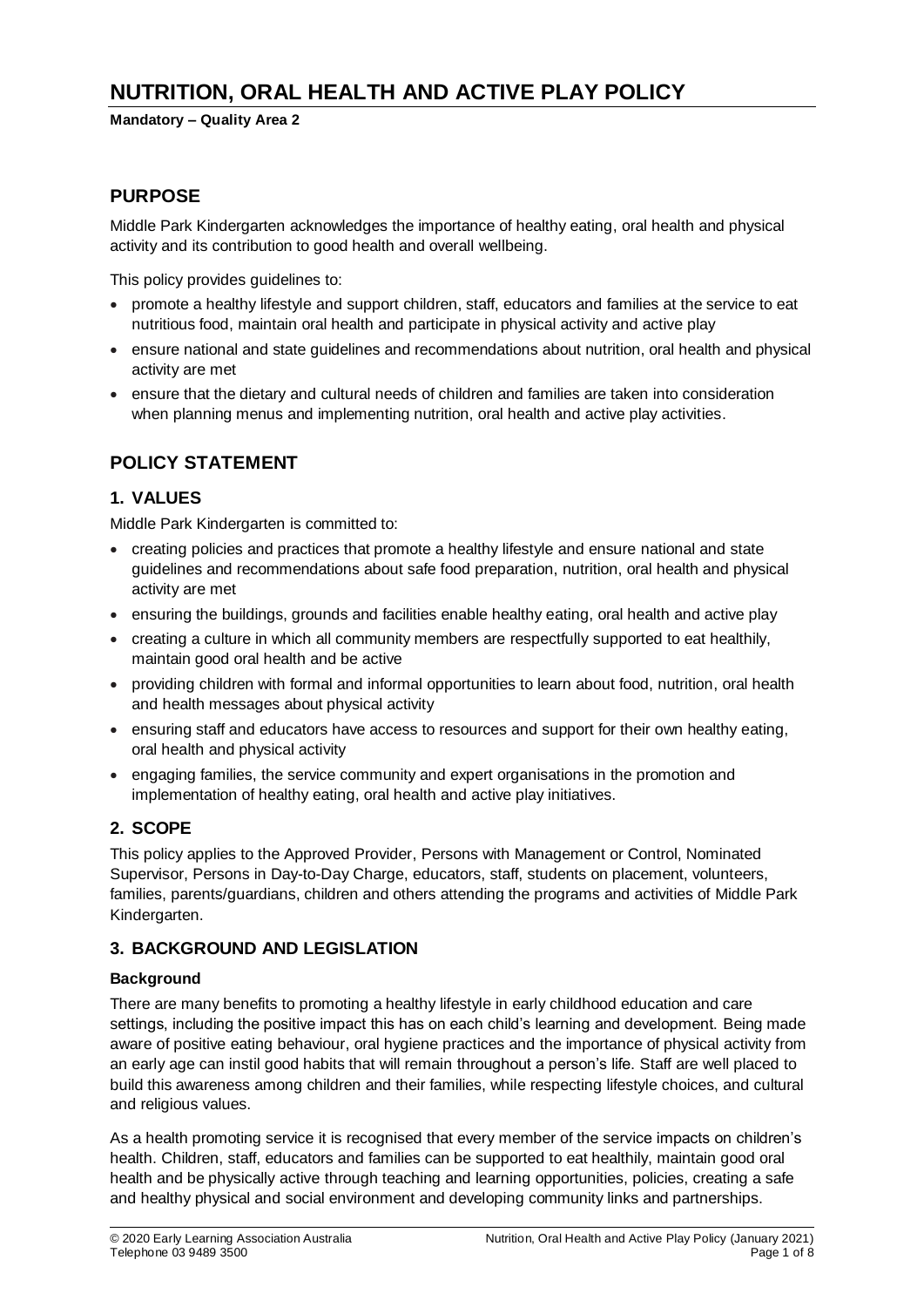# NUTRITION, ORAL HEALTH AND ACTIVE PLAY POLICY

**Mandatory – Quality Area 2**

## PURPOSE

Middle Park Kindergarten acknowledges the importance of healthy eating, oral health and physical activity and its contribution to good health and overall wellbeing.

This policy provides guidelines to:

- promote a healthy lifestyle and support children, staff, educators and families at the service to eat nutritious food, maintain oral health and participate in physical activity and active play
- ensure national and state guidelines and recommendations about nutrition, oral health and physical activity are met
- ensure that the dietary and cultural needs of children and families are taken into consideration when planning menus and implementing nutrition, oral health and active play activities.

## POLICY STATEMENT

### 1. VALUES

Middle Park Kindergarten is committed to:

- creating policies and practices that promote a healthy lifestyle and ensure national and state guidelines and recommendations about safe food preparation, nutrition, oral health and physical activity are met
- ensuring the buildings, grounds and facilities enable healthy eating, oral health and active play
- creating a culture in which all community members are respectfully supported to eat healthily, maintain good oral health and be active
- providing children with formal and informal opportunities to learn about food, nutrition, oral health and health messages about physical activity
- ensuring staff and educators have access to resources and support for their own healthy eating, oral health and physical activity
- engaging families, the service community and expert organisations in the promotion and implementation of healthy eating, oral health and active play initiatives.

### 2. SCOPE

This policy applies to the Approved Provider, Persons with Management or Control, Nominated Supervisor, Persons in Day-to-Day Charge, educators, staff, students on placement, volunteers, families, parents/guardians, children and others attending the programs and activities of Middle Park Kindergarten.

### 3. BACKGROUND AND LEGISLATION

#### Background

There are many benefits to promoting a healthy lifestyle in early childhood education and care settings, including the positive impact this has on each child's learning and development. Being made aware of positive eating behaviour, oral hygiene practices and the importance of physical activity from an early age can instil good habits that will remain throughout a person's life. Staff are well placed to build this awareness among children and their families, while respecting lifestyle choices, and cultural and religious values.

As a health promoting service it is recognised that every member of the service impacts on children's health. Children, staff, educators and families can be supported to eat healthily, maintain good oral health and be physically active through teaching and learning opportunities, policies, creating a safe and healthy physical and social environment and developing community links and partnerships.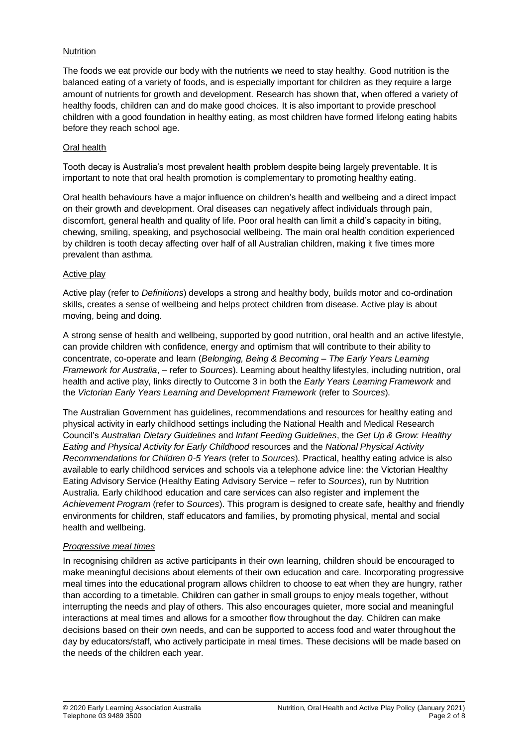## Nutrition

The foods we eat provide our body with the nutrients we need to stay healthy. Good nutrition is the balanced eating of a variety of foods, and is especially important for children as they require a large amount of nutrients for growth and development. Research has shown that, when offered a variety of healthy foods, children can and do make good choices. It is also important to provide preschool children with a good foundation in healthy eating, as most children have formed lifelong eating habits before they reach school age.

## Oral health

Tooth decay is Australia's most prevalent health problem despite being largely preventable. It is important to note that oral health promotion is complementary to promoting healthy eating.

Oral health behaviours have a major influence on children's health and wellbeing and a direct impact on their growth and development. Oral diseases can negatively affect individuals through pain, discomfort, general health and quality of life. Poor oral health can limit a child's capacity in biting, chewing, smiling, speaking, and psychosocial wellbeing. The main oral health condition experienced by children is tooth decay affecting over half of all Australian children, making it five times more prevalent than asthma.

## Active play

Active play (refer to *Definitions*) develops a strong and healthy body, builds motor and co-ordination skills, creates a sense of wellbeing and helps protect children from disease. Active play is about moving, being and doing.

A strong sense of health and wellbeing, supported by good nutrition, oral health and an active lifestyle, can provide children with confidence, energy and optimism that will contribute to their ability to concentrate, co-operate and learn (*Belonging, Being & Becoming – The Early Years Learning Framework for Australia*, – refer to *Sources*). Learning about healthy lifestyles, including nutrition, oral health and active play, links directly to Outcome 3 in both the *Early Years Learning Framework* and the *Victorian Early Years Learning and Development Framework* (refer to *Sources*).

The Australian Government has guidelines, recommendations and resources for healthy eating and physical activity in early childhood settings including the National Health and Medical Research Council's *Australian Dietary Guidelines* and *Infant Feeding Guidelines*, the *Get Up & Grow: Healthy Eating and Physical Activity for Early Childhood* resources and the *National Physical Activity Recommendations for Children 0-5 Years* (refer to *Sources*). Practical, healthy eating advice is also available to early childhood services and schools via a telephone advice line: the Victorian Healthy Eating Advisory Service (Healthy Eating Advisory Service – refer to *Sources*), run by Nutrition Australia. Early childhood education and care services can also register and implement the *Achievement Program* (refer to *Sources*). This program is designed to create safe, healthy and friendly environments for children, staff educators and families, by promoting physical, mental and social health and wellbeing.

### *Progressive meal times*

In recognising children as active participants in their own learning, children should be encouraged to make meaningful decisions about elements of their own education and care. Incorporating progressive meal times into the educational program allows children to choose to eat when they are hungry, rather than according to a timetable. Children can gather in small groups to enjoy meals together, without interrupting the needs and play of others. This also encourages quieter, more social and meaningful interactions at meal times and allows for a smoother flow throughout the day. Children can make decisions based on their own needs, and can be supported to access food and water throughout the day by educators/staff, who actively participate in meal times. These decisions will be made based on the needs of the children each year.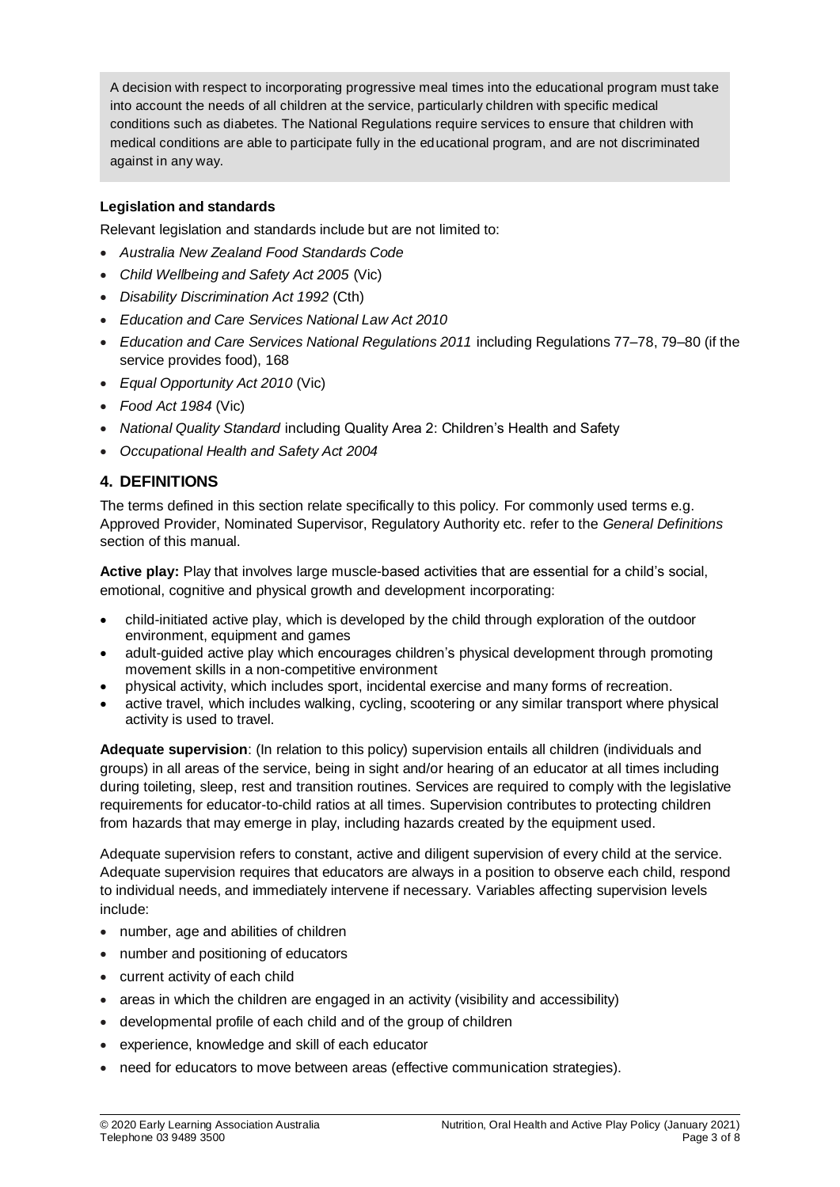A decision with respect to incorporating progressive meal times into the educational program must take into account the needs of all children at the service, particularly children with specific medical conditions such as diabetes. The National Regulations require services to ensure that children with medical conditions are able to participate fully in the educational program, and are not discriminated against in any way.

**Legislation and standards**

Relevant legislation and standards include but are not limited to:

- *Australia New Zealand Food Standards Code*
- *Child Wellbeing and Safety Act 2005* (Vic)
- *Disability Discrimination Act 1992* (Cth)
- *Education and Care Services National Law Act 2010*
- *Education and Care Services National Regulations 2011* including Regulations 77–78, 79–80 (if the service provides food), 168
- *Equal Opportunity Act 2010* (Vic)
- *Food Act 1984* (Vic)
- *National Quality Standard* including Quality Area 2: Children's Health and Safety
- *Occupational Health and Safety Act 2004*

## 4. DEFINITIONS

The terms defined in this section relate specifically to this policy. For commonly used terms e.g. Approved Provider, Nominated Supervisor, Regulatory Authority etc. refer to the *General Definitions* section of this manual.

**Active play:** Play that involves large muscle-based activities that are essential for a child's social, emotional, cognitive and physical growth and development incorporating:

- child-initiated active play, which is developed by the child through exploration of the outdoor environment, equipment and games
- adult-guided active play which encourages children's physical development through promoting movement skills in a non-competitive environment
- physical activity, which includes sport, incidental exercise and many forms of recreation.
- active travel, which includes walking, cycling, scootering or any similar transport where physical activity is used to travel.

**Adequate supervision**: (In relation to this policy) supervision entails all children (individuals and groups) in all areas of the service, being in sight and/or hearing of an educator at all times including during toileting, sleep, rest and transition routines. Services are required to comply with the legislative requirements for educator-to-child ratios at all times. Supervision contributes to protecting children from hazards that may emerge in play, including hazards created by the equipment used.

Adequate supervision refers to constant, active and diligent supervision of every child at the service. Adequate supervision requires that educators are always in a position to observe each child, respond to individual needs, and immediately intervene if necessary. Variables affecting supervision levels include:

- number, age and abilities of children
- number and positioning of educators
- current activity of each child
- areas in which the children are engaged in an activity (visibility and accessibility)
- developmental profile of each child and of the group of children
- experience, knowledge and skill of each educator
- need for educators to move between areas (effective communication strategies).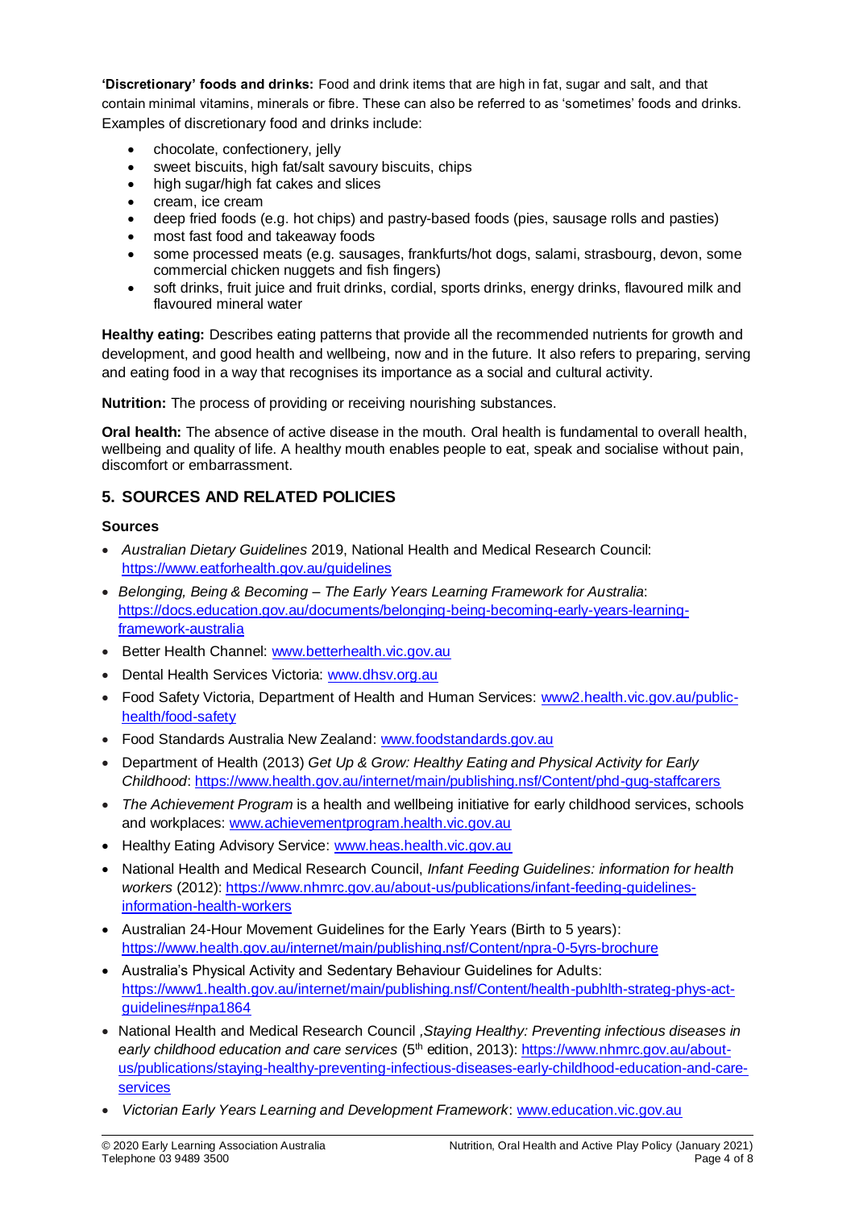**'Discretionary' foods and drinks:** Food and drink items that are high in fat, sugar and salt, and that contain minimal vitamins, minerals or fibre. These can also be referred to as 'sometimes' foods and drinks. Examples of discretionary food and drinks include:

- chocolate, confectionery, jelly
- sweet biscuits, high fat/salt savoury biscuits, chips
- high sugar/high fat cakes and slices
- cream, ice cream
- deep fried foods (e.g. hot chips) and pastry-based foods (pies, sausage rolls and pasties)
- most fast food and takeaway foods
- some processed meats (e.g. sausages, frankfurts/hot dogs, salami, strasbourg, devon, some commercial chicken nuggets and fish fingers)
- soft drinks, fruit juice and fruit drinks, cordial, sports drinks, energy drinks, flavoured milk and flavoured mineral water

**Healthy eating:** Describes eating patterns that provide all the recommended nutrients for growth and development, and good health and wellbeing, now and in the future. It also refers to preparing, serving and eating food in a way that recognises its importance as a social and cultural activity.

**Nutrition:** The process of providing or receiving nourishing substances.

**Oral health:** The absence of active disease in the mouth. Oral health is fundamental to overall health, wellbeing and quality of life. A healthy mouth enables people to eat, speak and socialise without pain, discomfort or embarrassment.

## 5. SOURCES AND RELATED POLICIES

### Sources

- *Australian Dietary Guidelines* 2019, National Health and Medical Research Council: https://www.eatforhealth.gov.au/guidelines
- *Belonging, Being & Becoming – The Early Years Learning Framework for Australia*: https://docs.education.gov.au/documents/belonging-being-becoming-early-years-learning-framework-australia
- Better Health Channel: www.betterhealth.vic.gov.au
- Dental Health Services Victoria: www.dhsv.org.au
- Food Safety Victoria, Department of Health and Human Services: www2.health.vic.gov.au/public-health/food-safety
- Food Standards Australia New Zealand: www.foodstandards.gov.au
- Department of Health (2013) *Get Up & Grow: Healthy Eating and Physical Activity for Early Childhood*: https://www.health.gov.au/internet/main/publishing.nsf/Content/phd-gug-staffcarers
- *The Achievement Program* is a health and wellbeing initiative for early childhood services, schools and workplaces: www.achievementprogram.health.vic.gov.au
- Healthy Eating Advisory Service: www.heas.health.vic.gov.au
- National Health and Medical Research Council, *Infant Feeding Guidelines: information for health workers* (2012): https://www.nhmrc.gov.au/about-us/publications/infant-feeding-guidelines-information-health-workers
- Australian 24-Hour Movement Guidelines for the Early Years (Birth to 5 years): https://www.health.gov.au/internet/main/publishing.nsf/Content/npra-0-5yrs-brochure
- Australia's Physical Activity and Sedentary Behaviour Guidelines for Adults: https://www1.health.gov.au/internet/main/publishing.nsf/Content/health-pubhlth-strateg-phys-act-guidelines#npa1864
- National Health and Medical Research Council ,*Staying Healthy: Preventing infectious diseases in early childhood education and care services* (5th edition, 2013): https://www.nhmrc.gov.au/about-us/publications/staying-healthy-preventing-infectious-diseases-early-childhood-education-and-care-services
- *Victorian Early Years Learning and Development Framework*: www.education.vic.gov.au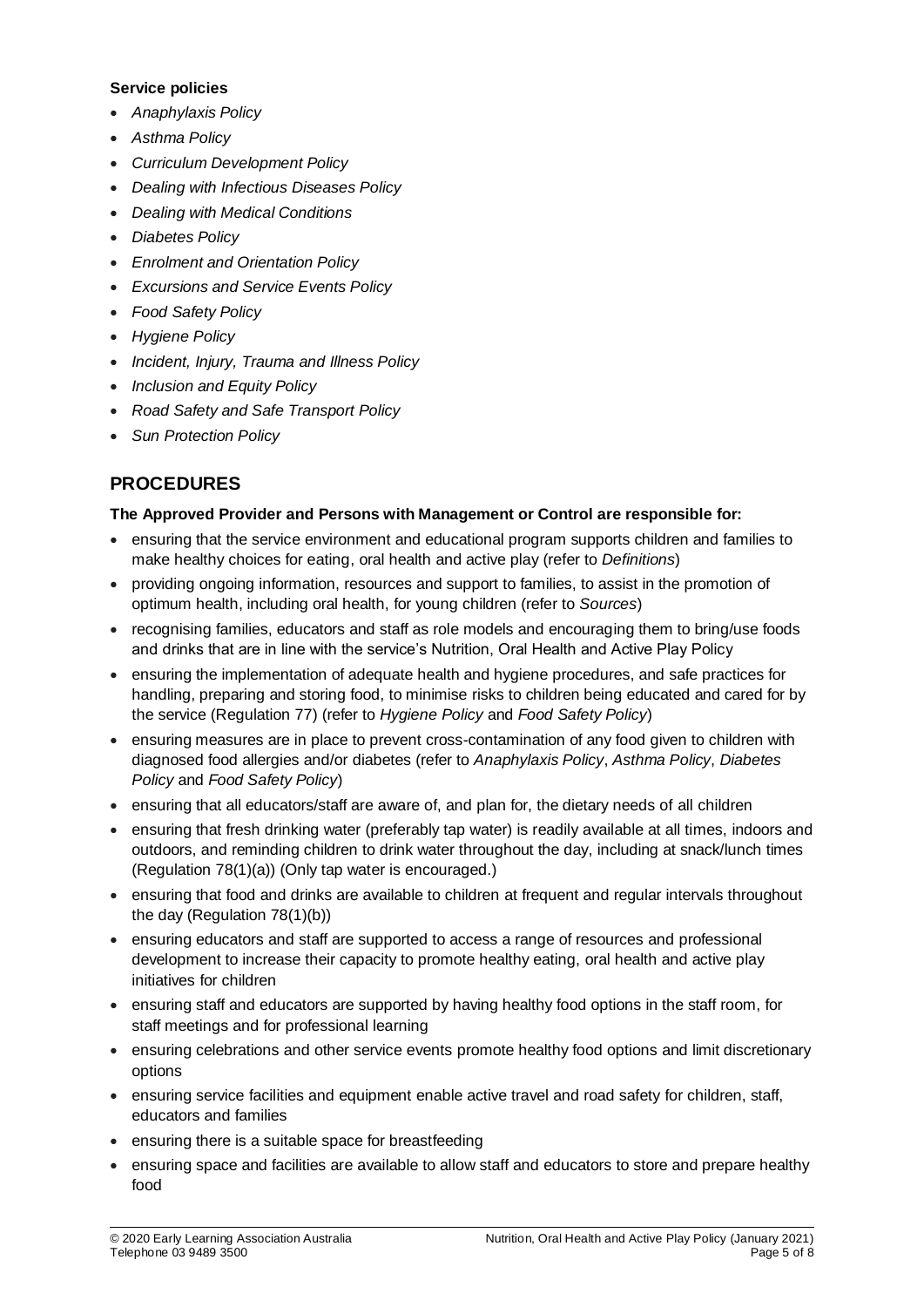**Service policies**

- *Anaphylaxis Policy*
- *Asthma Policy*
- *Curriculum Development Policy*
- *Dealing with Infectious Diseases Policy*
- *Dealing with Medical Conditions*
- *Diabetes Policy*
- *Enrolment and Orientation Policy*
- *Excursions and Service Events Policy*
- *Food Safety Policy*
- *Hygiene Policy*
- *Incident, Injury, Trauma and Illness Policy*
- *Inclusion and Equity Policy*
- *Road Safety and Safe Transport Policy*
- *Sun Protection Policy*

## PROCEDURES

**The Approved Provider and Persons with Management or Control are responsible for:**

- ensuring that the service environment and educational program supports children and families to make healthy choices for eating, oral health and active play (refer to *Definitions*)
- providing ongoing information, resources and support to families, to assist in the promotion of optimum health, including oral health, for young children (refer to *Sources*)
- recognising families, educators and staff as role models and encouraging them to bring/use foods and drinks that are in line with the service's Nutrition, Oral Health and Active Play Policy
- ensuring the implementation of adequate health and hygiene procedures, and safe practices for handling, preparing and storing food, to minimise risks to children being educated and cared for by the service (Regulation 77) (refer to *Hygiene Policy* and *Food Safety Policy*)
- ensuring measures are in place to prevent cross-contamination of any food given to children with diagnosed food allergies and/or diabetes (refer to *Anaphylaxis Policy*, *Asthma Policy*, *Diabetes Policy* and *Food Safety Policy*)
- ensuring that all educators/staff are aware of, and plan for, the dietary needs of all children
- ensuring that fresh drinking water (preferably tap water) is readily available at all times, indoors and outdoors, and reminding children to drink water throughout the day, including at snack/lunch times (Regulation 78(1)(a)) (Only tap water is encouraged.)
- ensuring that food and drinks are available to children at frequent and regular intervals throughout the day (Regulation 78(1)(b))
- ensuring educators and staff are supported to access a range of resources and professional development to increase their capacity to promote healthy eating, oral health and active play initiatives for children
- ensuring staff and educators are supported by having healthy food options in the staff room, for staff meetings and for professional learning
- ensuring celebrations and other service events promote healthy food options and limit discretionary options
- ensuring service facilities and equipment enable active travel and road safety for children, staff, educators and families
- ensuring there is a suitable space for breastfeeding
- ensuring space and facilities are available to allow staff and educators to store and prepare healthy food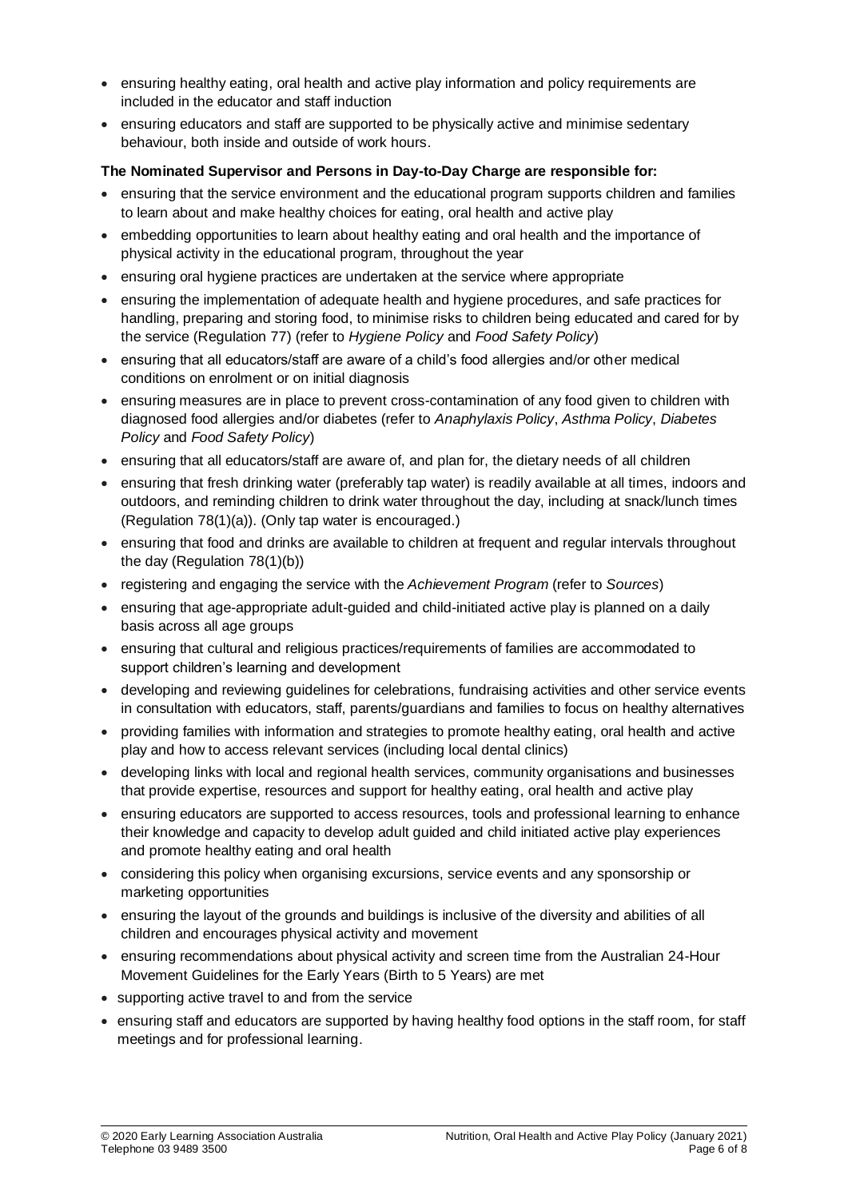- ensuring healthy eating, oral health and active play information and policy requirements are included in the educator and staff induction
- ensuring educators and staff are supported to be physically active and minimise sedentary behaviour, both inside and outside of work hours.

**The Nominated Supervisor and Persons in Day-to-Day Charge are responsible for:**

- ensuring that the service environment and the educational program supports children and families to learn about and make healthy choices for eating, oral health and active play
- embedding opportunities to learn about healthy eating and oral health and the importance of physical activity in the educational program, throughout the year
- ensuring oral hygiene practices are undertaken at the service where appropriate
- ensuring the implementation of adequate health and hygiene procedures, and safe practices for handling, preparing and storing food, to minimise risks to children being educated and cared for by the service (Regulation 77) (refer to *Hygiene Policy* and *Food Safety Policy*)
- ensuring that all educators/staff are aware of a child's food allergies and/or other medical conditions on enrolment or on initial diagnosis
- ensuring measures are in place to prevent cross-contamination of any food given to children with diagnosed food allergies and/or diabetes (refer to *Anaphylaxis Policy*, *Asthma Policy*, *Diabetes Policy* and *Food Safety Policy*)
- ensuring that all educators/staff are aware of, and plan for, the dietary needs of all children
- ensuring that fresh drinking water (preferably tap water) is readily available at all times, indoors and outdoors, and reminding children to drink water throughout the day, including at snack/lunch times (Regulation 78(1)(a)). (Only tap water is encouraged.)
- ensuring that food and drinks are available to children at frequent and regular intervals throughout the day (Regulation 78(1)(b))
- registering and engaging the service with the *Achievement Program* (refer to *Sources*)
- ensuring that age-appropriate adult-guided and child-initiated active play is planned on a daily basis across all age groups
- ensuring that cultural and religious practices/requirements of families are accommodated to support children's learning and development
- developing and reviewing guidelines for celebrations, fundraising activities and other service events in consultation with educators, staff, parents/guardians and families to focus on healthy alternatives
- providing families with information and strategies to promote healthy eating, oral health and active play and how to access relevant services (including local dental clinics)
- developing links with local and regional health services, community organisations and businesses that provide expertise, resources and support for healthy eating, oral health and active play
- ensuring educators are supported to access resources, tools and professional learning to enhance their knowledge and capacity to develop adult guided and child initiated active play experiences and promote healthy eating and oral health
- considering this policy when organising excursions, service events and any sponsorship or marketing opportunities
- ensuring the layout of the grounds and buildings is inclusive of the diversity and abilities of all children and encourages physical activity and movement
- ensuring recommendations about physical activity and screen time from the Australian 24-Hour Movement Guidelines for the Early Years (Birth to 5 Years) are met
- supporting active travel to and from the service
- ensuring staff and educators are supported by having healthy food options in the staff room, for staff meetings and for professional learning.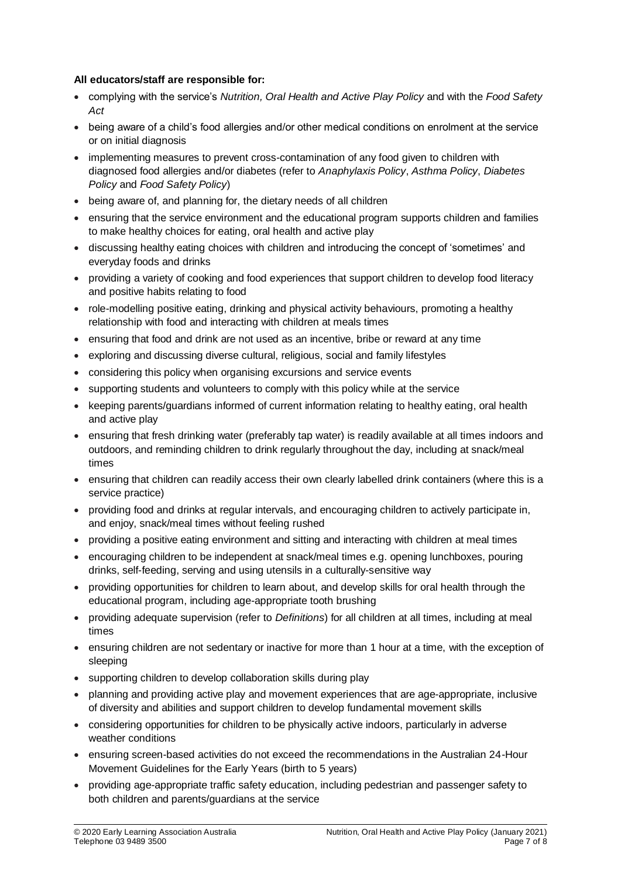**All educators/staff are responsible for:**

- complying with the service's *Nutrition, Oral Health and Active Play Policy* and with the *Food Safety Act*
- being aware of a child's food allergies and/or other medical conditions on enrolment at the service or on initial diagnosis
- implementing measures to prevent cross-contamination of any food given to children with diagnosed food allergies and/or diabetes (refer to *Anaphylaxis Policy*, *Asthma Policy*, *Diabetes Policy* and *Food Safety Policy*)
- being aware of, and planning for, the dietary needs of all children
- ensuring that the service environment and the educational program supports children and families to make healthy choices for eating, oral health and active play
- discussing healthy eating choices with children and introducing the concept of 'sometimes' and everyday foods and drinks
- providing a variety of cooking and food experiences that support children to develop food literacy and positive habits relating to food
- role-modelling positive eating, drinking and physical activity behaviours, promoting a healthy relationship with food and interacting with children at meals times
- ensuring that food and drink are not used as an incentive, bribe or reward at any time
- exploring and discussing diverse cultural, religious, social and family lifestyles
- considering this policy when organising excursions and service events
- supporting students and volunteers to comply with this policy while at the service
- keeping parents/guardians informed of current information relating to healthy eating, oral health and active play
- ensuring that fresh drinking water (preferably tap water) is readily available at all times indoors and outdoors, and reminding children to drink regularly throughout the day, including at snack/meal times
- ensuring that children can readily access their own clearly labelled drink containers (where this is a service practice)
- providing food and drinks at regular intervals, and encouraging children to actively participate in, and enjoy, snack/meal times without feeling rushed
- providing a positive eating environment and sitting and interacting with children at meal times
- encouraging children to be independent at snack/meal times e.g. opening lunchboxes, pouring drinks, self-feeding, serving and using utensils in a culturally-sensitive way
- providing opportunities for children to learn about, and develop skills for oral health through the educational program, including age-appropriate tooth brushing
- providing adequate supervision (refer to *Definitions*) for all children at all times, including at meal times
- ensuring children are not sedentary or inactive for more than 1 hour at a time, with the exception of sleeping
- supporting children to develop collaboration skills during play
- planning and providing active play and movement experiences that are age-appropriate, inclusive of diversity and abilities and support children to develop fundamental movement skills
- considering opportunities for children to be physically active indoors, particularly in adverse weather conditions
- ensuring screen-based activities do not exceed the recommendations in the Australian 24-Hour Movement Guidelines for the Early Years (birth to 5 years)
- providing age-appropriate traffic safety education, including pedestrian and passenger safety to both children and parents/guardians at the service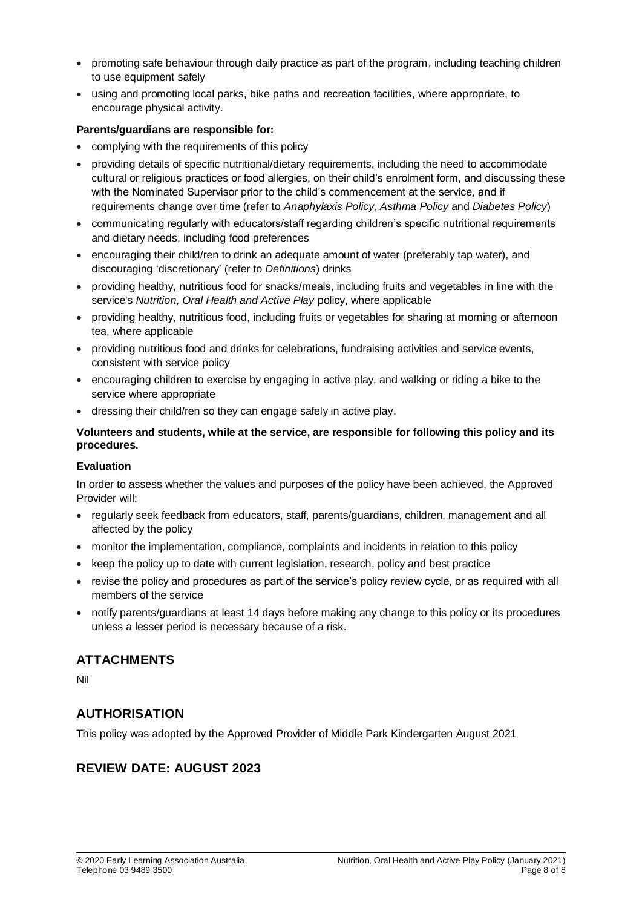- promoting safe behaviour through daily practice as part of the program, including teaching children to use equipment safely
- using and promoting local parks, bike paths and recreation facilities, where appropriate, to encourage physical activity.

**Parents/guardians are responsible for:**

- complying with the requirements of this policy
- providing details of specific nutritional/dietary requirements, including the need to accommodate cultural or religious practices or food allergies, on their child's enrolment form, and discussing these with the Nominated Supervisor prior to the child's commencement at the service, and if requirements change over time (refer to *Anaphylaxis Policy*, *Asthma Policy* and *Diabetes Policy*)
- communicating regularly with educators/staff regarding children's specific nutritional requirements and dietary needs, including food preferences
- encouraging their child/ren to drink an adequate amount of water (preferably tap water), and discouraging 'discretionary' (refer to *Definitions*) drinks
- providing healthy, nutritious food for snacks/meals, including fruits and vegetables in line with the service's *Nutrition, Oral Health and Active Play* policy, where applicable
- providing healthy, nutritious food, including fruits or vegetables for sharing at morning or afternoon tea, where applicable
- providing nutritious food and drinks for celebrations, fundraising activities and service events, consistent with service policy
- encouraging children to exercise by engaging in active play, and walking or riding a bike to the service where appropriate
- dressing their child/ren so they can engage safely in active play.

**Volunteers and students, while at the service, are responsible for following this policy and its procedures.**

**Evaluation**

In order to assess whether the values and purposes of the policy have been achieved, the Approved Provider will:

- regularly seek feedback from educators, staff, parents/guardians, children, management and all affected by the policy
- monitor the implementation, compliance, complaints and incidents in relation to this policy
- keep the policy up to date with current legislation, research, policy and best practice
- revise the policy and procedures as part of the service's policy review cycle, or as required with all members of the service
- notify parents/guardians at least 14 days before making any change to this policy or its procedures unless a lesser period is necessary because of a risk.

## ATTACHMENTS

Nil

## AUTHORISATION

This policy was adopted by the Approved Provider of Middle Park Kindergarten August 2021

## REVIEW DATE: AUGUST 2023